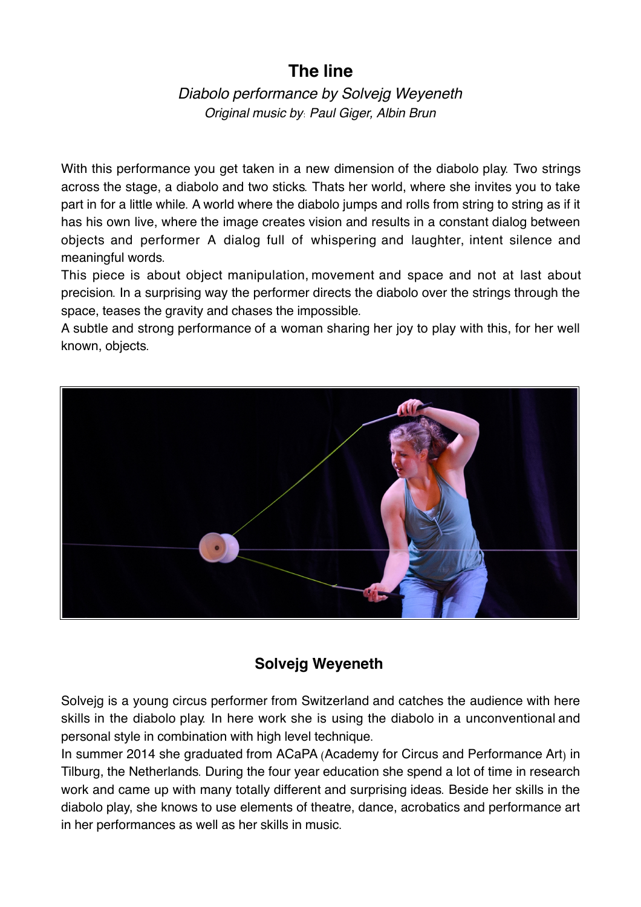# The line

*Diabolo performance by Solvejg Weyeneth*

*Original music by: Paul Giger, Albin Brun*

With this performance you get taken in a new dimension of the diabolo play. Two strings across the stage, a diabolo and two sticks. Thats her world, where she invites you to take part in for a little while. A world where the diabolo jumps and rolls from string to string as if it has his own live, where the image creates vision and results in a constant dialog between objects and performer A dialog full of whispering and laughter, intent silence and meaningful words.

This piece is about object manipulation, movement and space and not at last about precision. In a surprising way the performer directs the diabolo over the strings through the space, teases the gravity and chases the impossible.

A subtle and strong performance of a woman sharing her joy to play with this, for her well known, objects.

## Solvejg Weyeneth

Solvejg is a young circus performer from Switzerland and catches the audience with here skills in the diabolo play. In here work she is using the diabolo in a unconventional and personal style in combination with high level technique.

In summer 2014 she graduated from ACaPA (Academy for Circus and Performance Art) in Tilburg, the Netherlands. During the four year education she spend a lot of time in research work and came up with many totally different and surprising ideas. Beside her skills in the diabolo play, she knows to use elements of theatre, dance, acrobatics and performance art in her performances as well as her skills in music.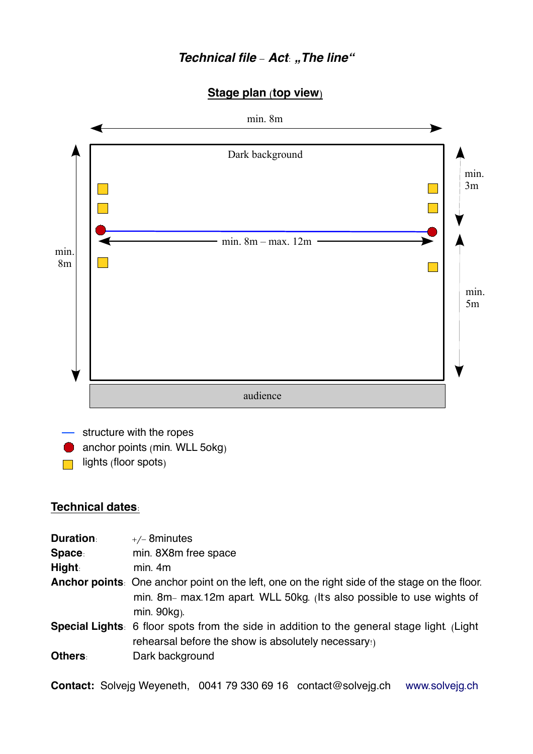# *Technical file – Act: „The line“*

## Stage plan (top view)

min. 8m

Dark background

min. 3m

min. 8m – max. 12m

min. 8m

min. 5m

audience

structure with the ropes

anchor points (min. WLL 5okg)

lights (floor spots)

## Technical dates:

| | |
|---|---|
| **Duration**: | +/– 8minutes |
| **Space**: | min. 8X8m free space |
| **Hight**: | min. 4m |
| **Anchor points**: | One anchor point on the left, one on the right side of the stage on the floor. min. 8m– max.12m apart. WLL 50kg. (It's also possible to use wights of min. 90kg). |
| **Special Lights**: | 6 floor spots from the side in addition to the general stage light. (Light rehearsal before the show is absolutely necessary!) |
| **Others**: | Dark background |

**Contact:** Solvejg Weyeneth, 0041 79 330 69 16 contact@solvejg.ch www.solvejg.ch